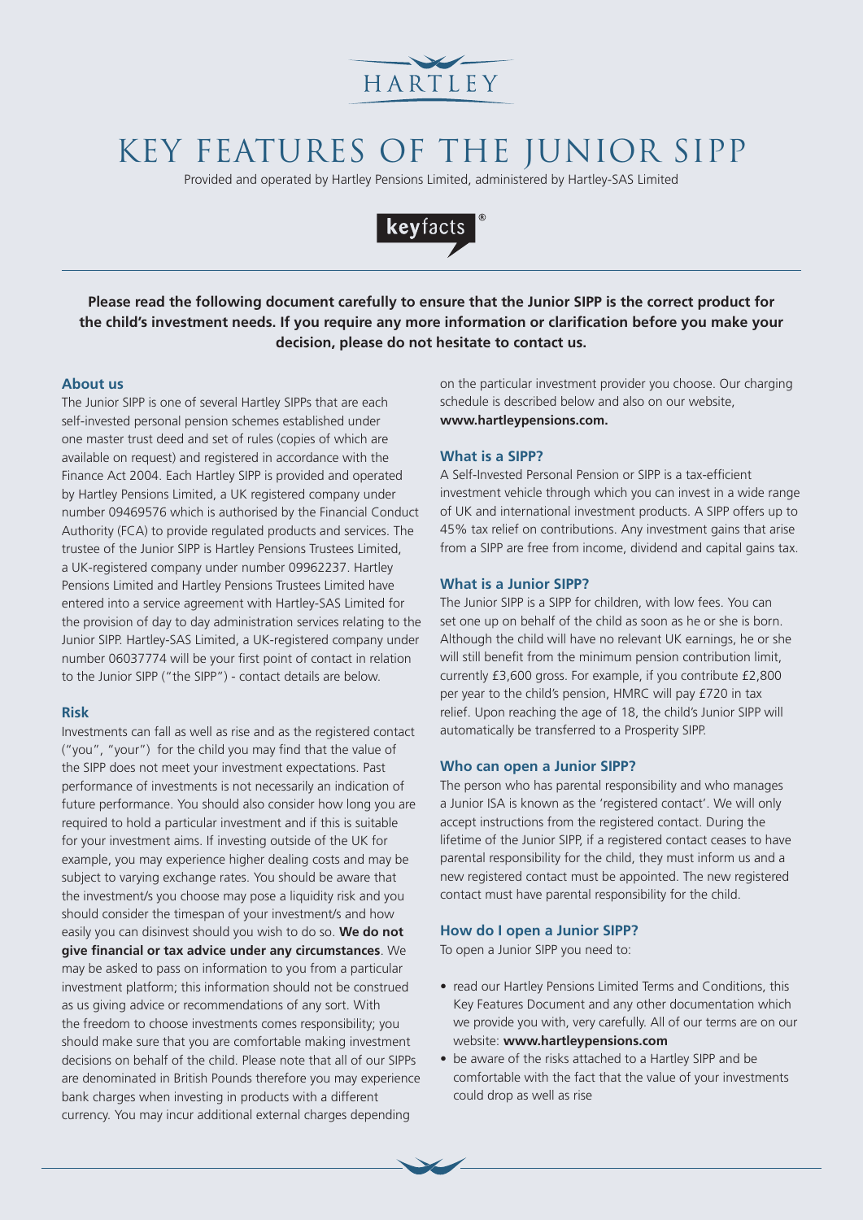HARTLEY

# KEY FEATURES OF THE JUNIOR SIPP

Provided and operated by Hartley Pensions Limited, administered by Hartley-SAS Limited

keyfacts®

**Please read the following document carefully to ensure that the Junior SIPP is the correct product for the child's investment needs. If you require any more information or clarification before you make your decision, please do not hesitate to contact us.**

## About us

The Junior SIPP is one of several Hartley SIPPs that are each self-invested personal pension schemes established under one master trust deed and set of rules (copies of which are available on request) and registered in accordance with the Finance Act 2004. Each Hartley SIPP is provided and operated by Hartley Pensions Limited, a UK registered company under number 09469576 which is authorised by the Financial Conduct Authority (FCA) to provide regulated products and services. The trustee of the Junior SIPP is Hartley Pensions Trustees Limited, a UK-registered company under number 09962237. Hartley Pensions Limited and Hartley Pensions Trustees Limited have entered into a service agreement with Hartley-SAS Limited for the provision of day to day administration services relating to the Junior SIPP. Hartley-SAS Limited, a UK-registered company under number 06037774 will be your first point of contact in relation to the Junior SIPP ("the SIPP") - contact details are below.

## Risk

Investments can fall as well as rise and as the registered contact ("you", "your") for the child you may find that the value of the SIPP does not meet your investment expectations. Past performance of investments is not necessarily an indication of future performance. You should also consider how long you are required to hold a particular investment and if this is suitable for your investment aims. If investing outside of the UK for example, you may experience higher dealing costs and may be subject to varying exchange rates. You should be aware that the investment/s you choose may pose a liquidity risk and you should consider the timespan of your investment/s and how easily you can disinvest should you wish to do so. **We do not give financial or tax advice under any circumstances**. We may be asked to pass on information to you from a particular investment platform; this information should not be construed as us giving advice or recommendations of any sort. With the freedom to choose investments comes responsibility; you should make sure that you are comfortable making investment decisions on behalf of the child. Please note that all of our SIPPs are denominated in British Pounds therefore you may experience bank charges when investing in products with a different currency. You may incur additional external charges depending on the particular investment provider you choose. Our charging schedule is described below and also on our website, **www.hartleypensions.com.**

## What is a SIPP?

A Self-Invested Personal Pension or SIPP is a tax-efficient investment vehicle through which you can invest in a wide range of UK and international investment products. A SIPP offers up to 45% tax relief on contributions. Any investment gains that arise from a SIPP are free from income, dividend and capital gains tax.

## What is a Junior SIPP?

The Junior SIPP is a SIPP for children, with low fees. You can set one up on behalf of the child as soon as he or she is born. Although the child will have no relevant UK earnings, he or she will still benefit from the minimum pension contribution limit, currently £3,600 gross. For example, if you contribute £2,800 per year to the child's pension, HMRC will pay £720 in tax relief. Upon reaching the age of 18, the child's Junior SIPP will automatically be transferred to a Prosperity SIPP.

## Who can open a Junior SIPP?

The person who has parental responsibility and who manages a Junior ISA is known as the 'registered contact'. We will only accept instructions from the registered contact. During the lifetime of the Junior SIPP, if a registered contact ceases to have parental responsibility for the child, they must inform us and a new registered contact must be appointed. The new registered contact must have parental responsibility for the child.

## How do I open a Junior SIPP?

To open a Junior SIPP you need to:

- read our Hartley Pensions Limited Terms and Conditions, this Key Features Document and any other documentation which we provide you with, very carefully. All of our terms are on our website: **www.hartleypensions.com**
- be aware of the risks attached to a Hartley SIPP and be comfortable with the fact that the value of your investments could drop as well as rise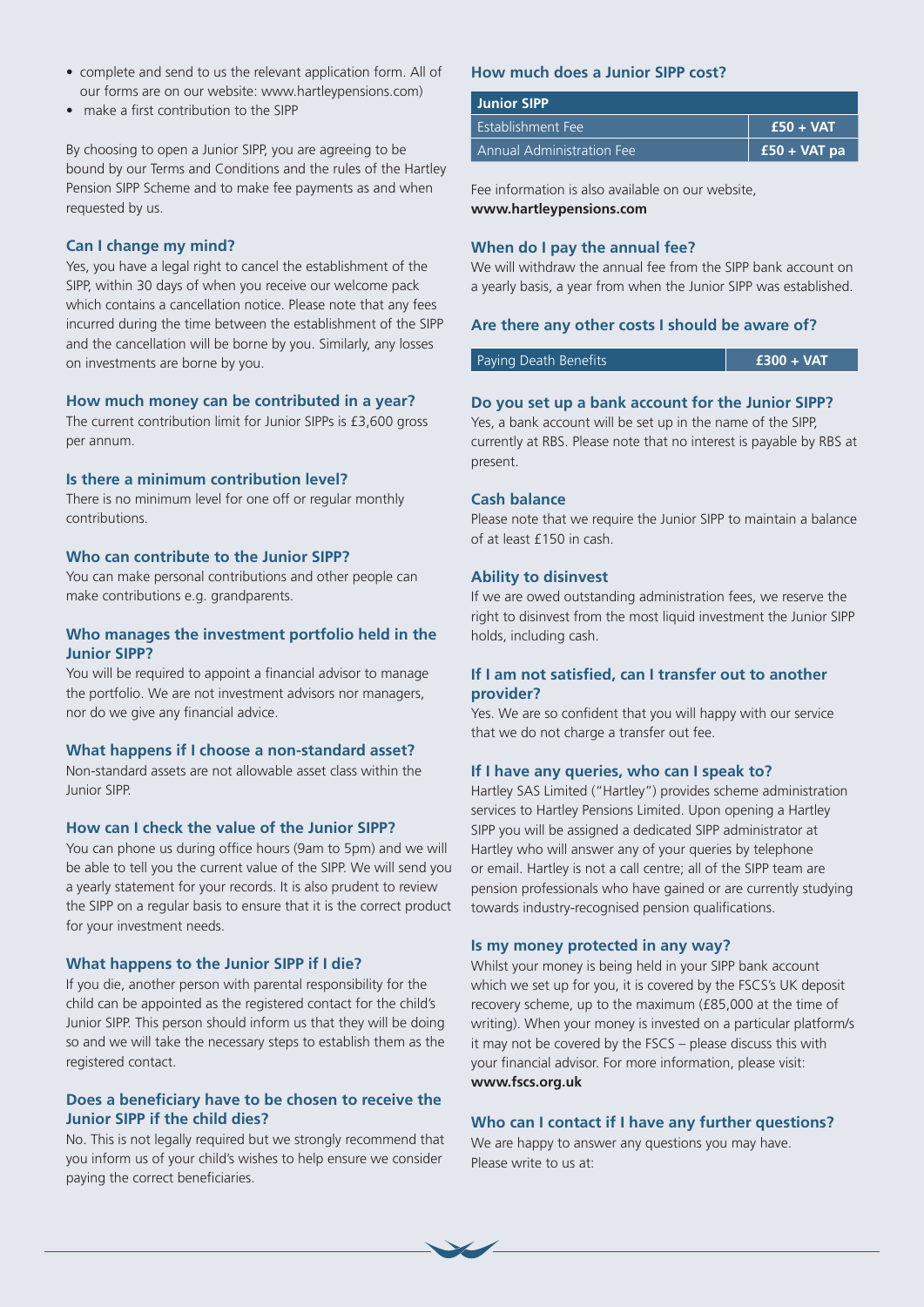- complete and send to us the relevant application form. All of our forms are on our website: www.hartleypensions.com)
- make a first contribution to the SIPP

By choosing to open a Junior SIPP, you are agreeing to be bound by our Terms and Conditions and the rules of the Hartley Pension SIPP Scheme and to make fee payments as and when requested by us.

### Can I change my mind?

Yes, you have a legal right to cancel the establishment of the SIPP, within 30 days of when you receive our welcome pack which contains a cancellation notice. Please note that any fees incurred during the time between the establishment of the SIPP and the cancellation will be borne by you. Similarly, any losses on investments are borne by you.

### How much money can be contributed in a year?

The current contribution limit for Junior SIPPs is £3,600 gross per annum.

### Is there a minimum contribution level?

There is no minimum level for one off or regular monthly contributions.

### Who can contribute to the Junior SIPP?

You can make personal contributions and other people can make contributions e.g. grandparents.

### Who manages the investment portfolio held in the Junior SIPP?

You will be required to appoint a financial advisor to manage the portfolio. We are not investment advisors nor managers, nor do we give any financial advice.

### What happens if I choose a non-standard asset?

Non-standard assets are not allowable asset class within the Junior SIPP.

### How can I check the value of the Junior SIPP?

You can phone us during office hours (9am to 5pm) and we will be able to tell you the current value of the SIPP. We will send you a yearly statement for your records. It is also prudent to review the SIPP on a regular basis to ensure that it is the correct product for your investment needs.

### What happens to the Junior SIPP if I die?

If you die, another person with parental responsibility for the child can be appointed as the registered contact for the child's Junior SIPP. This person should inform us that they will be doing so and we will take the necessary steps to establish them as the registered contact.

### Does a beneficiary have to be chosen to receive the Junior SIPP if the child dies?

No. This is not legally required but we strongly recommend that you inform us of your child's wishes to help ensure we consider paying the correct beneficiaries.

### How much does a Junior SIPP cost?

| Junior SIPP | |
|---|---|
| Establishment Fee | £50 + VAT |
| Annual Administration Fee | £50 + VAT pa |

Fee information is also available on our website, **www.hartleypensions.com**

### When do I pay the annual fee?

We will withdraw the annual fee from the SIPP bank account on a yearly basis, a year from when the Junior SIPP was established.

### Are there any other costs I should be aware of?

| Paying Death Benefits | £300 + VAT |
|---|---|

### Do you set up a bank account for the Junior SIPP?

Yes, a bank account will be set up in the name of the SIPP, currently at RBS. Please note that no interest is payable by RBS at present.

### Cash balance

Please note that we require the Junior SIPP to maintain a balance of at least £150 in cash.

### Ability to disinvest

If we are owed outstanding administration fees, we reserve the right to disinvest from the most liquid investment the Junior SIPP holds, including cash.

### If I am not satisfied, can I transfer out to another provider?

Yes. We are so confident that you will happy with our service that we do not charge a transfer out fee.

### If I have any queries, who can I speak to?

Hartley SAS Limited ("Hartley") provides scheme administration services to Hartley Pensions Limited. Upon opening a Hartley SIPP you will be assigned a dedicated SIPP administrator at Hartley who will answer any of your queries by telephone or email. Hartley is not a call centre; all of the SIPP team are pension professionals who have gained or are currently studying towards industry-recognised pension qualifications.

### Is my money protected in any way?

Whilst your money is being held in your SIPP bank account which we set up for you, it is covered by the FSCS's UK deposit recovery scheme, up to the maximum (£85,000 at the time of writing). When your money is invested on a particular platform/s it may not be covered by the FSCS – please discuss this with your financial advisor. For more information, please visit: **www.fscs.org.uk**

### Who can I contact if I have any further questions?

We are happy to answer any questions you may have. Please write to us at: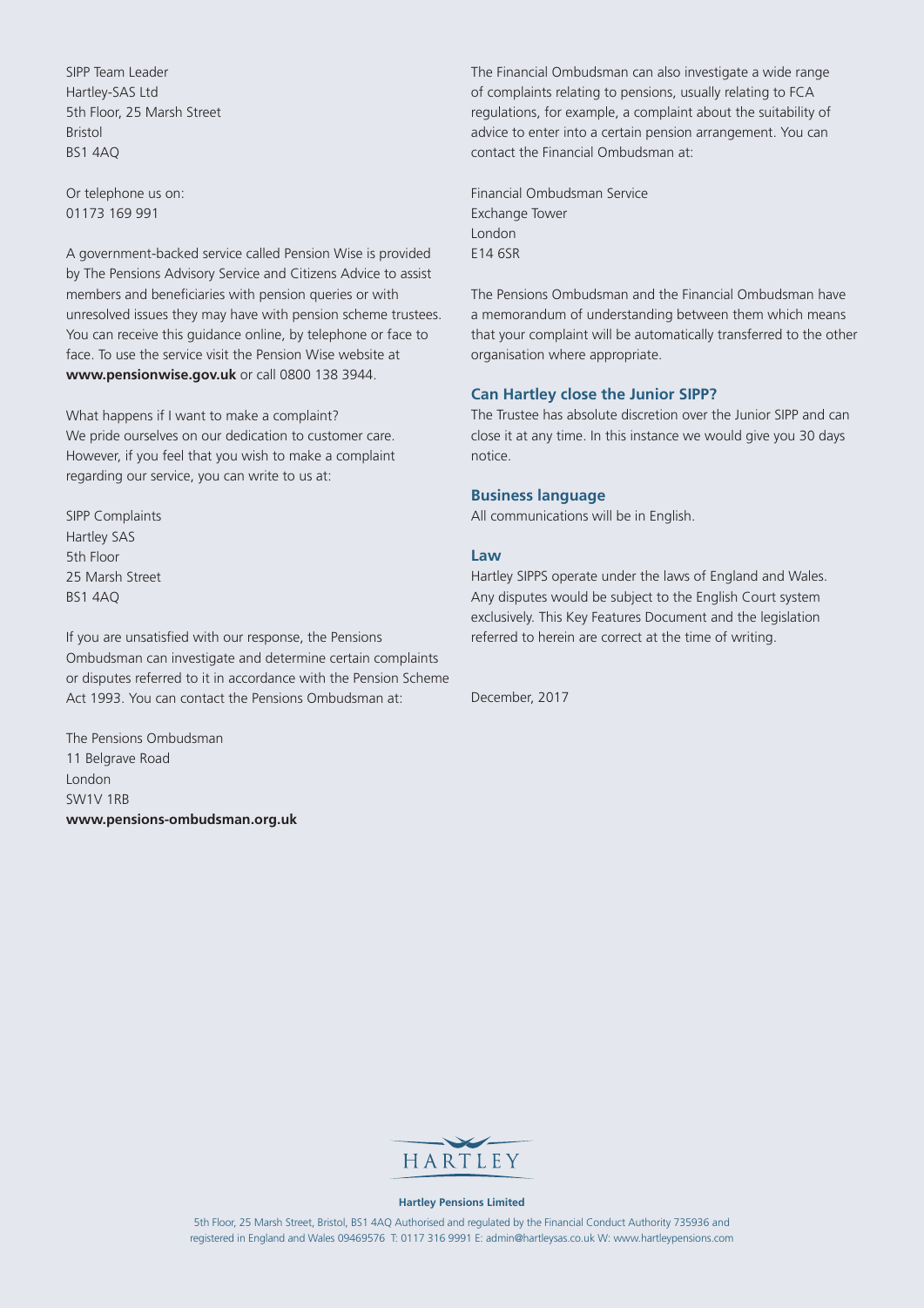SIPP Team Leader
Hartley-SAS Ltd
5th Floor, 25 Marsh Street
Bristol
BS1 4AQ

Or telephone us on:
01173 169 991

A government-backed service called Pension Wise is provided by The Pensions Advisory Service and Citizens Advice to assist members and beneficiaries with pension queries or with unresolved issues they may have with pension scheme trustees. You can receive this guidance online, by telephone or face to face. To use the service visit the Pension Wise website at **www.pensionwise.gov.uk** or call 0800 138 3944.

What happens if I want to make a complaint?
We pride ourselves on our dedication to customer care. However, if you feel that you wish to make a complaint regarding our service, you can write to us at:

SIPP Complaints
Hartley SAS
5th Floor
25 Marsh Street
BS1 4AQ

If you are unsatisfied with our response, the Pensions Ombudsman can investigate and determine certain complaints or disputes referred to it in accordance with the Pension Scheme Act 1993. You can contact the Pensions Ombudsman at:

The Pensions Ombudsman
11 Belgrave Road
London
SW1V 1RB
**www.pensions-ombudsman.org.uk**

The Financial Ombudsman can also investigate a wide range of complaints relating to pensions, usually relating to FCA regulations, for example, a complaint about the suitability of advice to enter into a certain pension arrangement. You can contact the Financial Ombudsman at:

Financial Ombudsman Service
Exchange Tower
London
E14 6SR

The Pensions Ombudsman and the Financial Ombudsman have a memorandum of understanding between them which means that your complaint will be automatically transferred to the other organisation where appropriate.

### Can Hartley close the Junior SIPP?

The Trustee has absolute discretion over the Junior SIPP and can close it at any time. In this instance we would give you 30 days notice.

### Business language

All communications will be in English.

### Law

Hartley SIPPS operate under the laws of England and Wales. Any disputes would be subject to the English Court system exclusively. This Key Features Document and the legislation referred to herein are correct at the time of writing.

December, 2017

HARTLEY

**Hartley Pensions Limited**

5th Floor, 25 Marsh Street, Bristol, BS1 4AQ Authorised and regulated by the Financial Conduct Authority 735936 and registered in England and Wales 09469576 T: 0117 316 9991 E: admin@hartleysas.co.uk W: www.hartleypensions.com